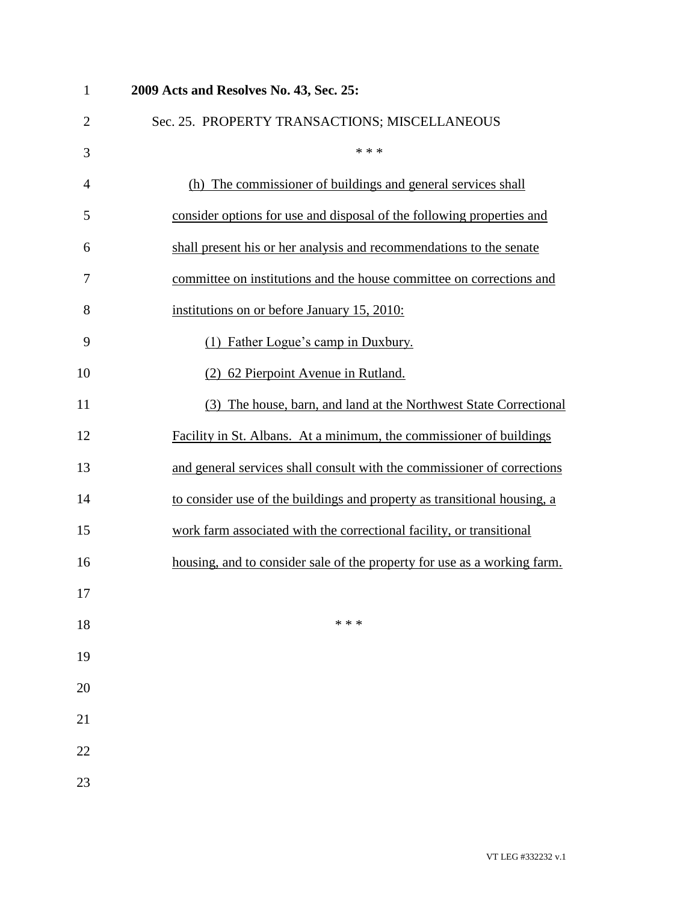**2009 Acts and Resolves No. 43, Sec. 25:**

Sec. 25. PROPERTY TRANSACTIONS; MISCELLANEOUS

\* \* \*

(h) The commissioner of buildings and general services shall consider options for use and disposal of the following properties and shall present his or her analysis and recommendations to the senate committee on institutions and the house committee on corrections and institutions on or before January 15, 2010:

(1) Father Logue's camp in Duxbury.

(2) 62 Pierpoint Avenue in Rutland.

(3) The house, barn, and land at the Northwest State Correctional Facility in St. Albans. At a minimum, the commissioner of buildings and general services shall consult with the commissioner of corrections to consider use of the buildings and property as transitional housing, a work farm associated with the correctional facility, or transitional housing, and to consider sale of the property for use as a working farm.

\* \* \*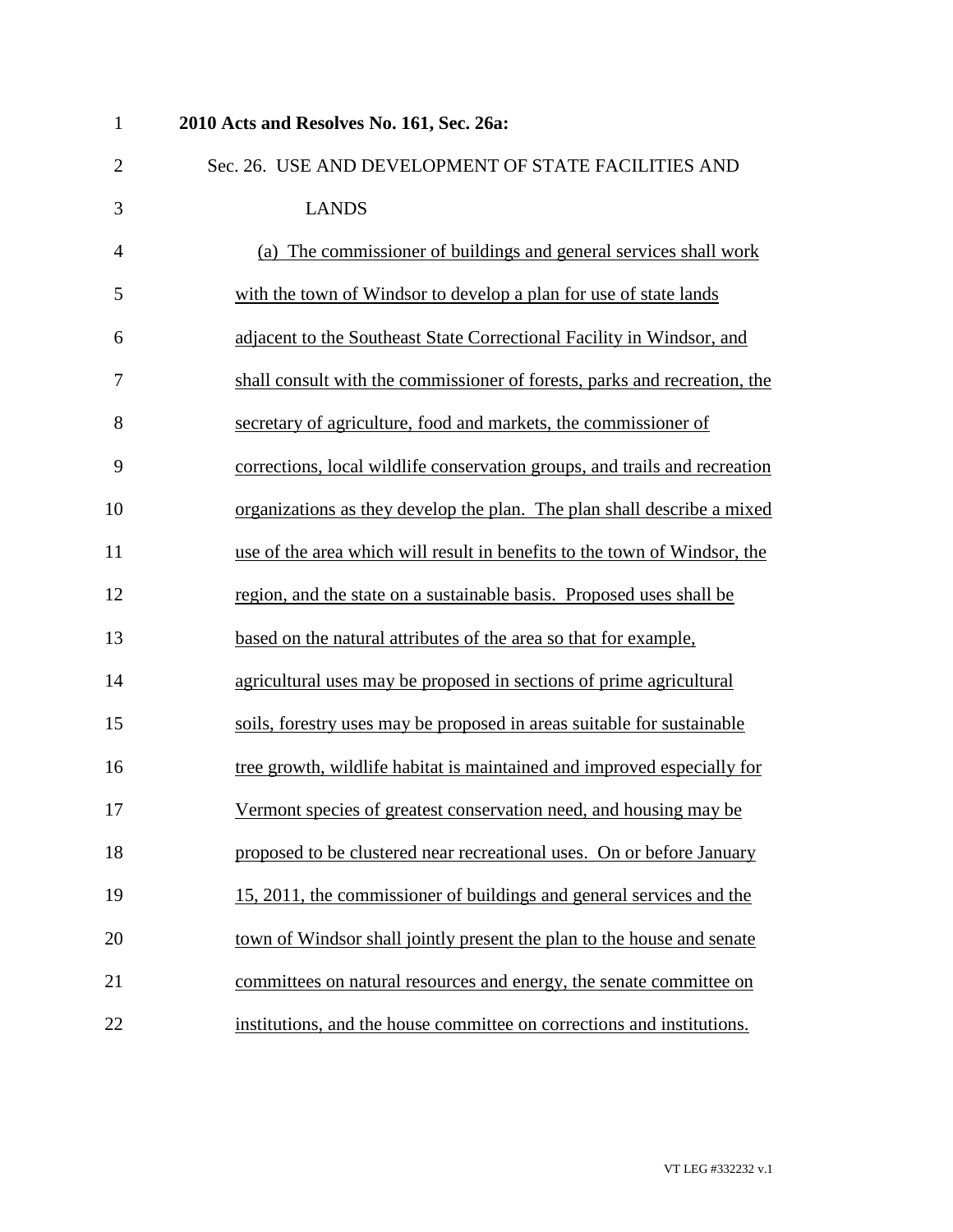**2010 Acts and Resolves No. 161, Sec. 26a:**

Sec. 26. USE AND DEVELOPMENT OF STATE FACILITIES AND LANDS

(a) The commissioner of buildings and general services shall work with the town of Windsor to develop a plan for use of state lands adjacent to the Southeast State Correctional Facility in Windsor, and shall consult with the commissioner of forests, parks and recreation, the secretary of agriculture, food and markets, the commissioner of corrections, local wildlife conservation groups, and trails and recreation organizations as they develop the plan. The plan shall describe a mixed use of the area which will result in benefits to the town of Windsor, the region, and the state on a sustainable basis. Proposed uses shall be based on the natural attributes of the area so that for example, agricultural uses may be proposed in sections of prime agricultural soils, forestry uses may be proposed in areas suitable for sustainable tree growth, wildlife habitat is maintained and improved especially for Vermont species of greatest conservation need, and housing may be proposed to be clustered near recreational uses. On or before January 15, 2011, the commissioner of buildings and general services and the town of Windsor shall jointly present the plan to the house and senate committees on natural resources and energy, the senate committee on institutions, and the house committee on corrections and institutions.